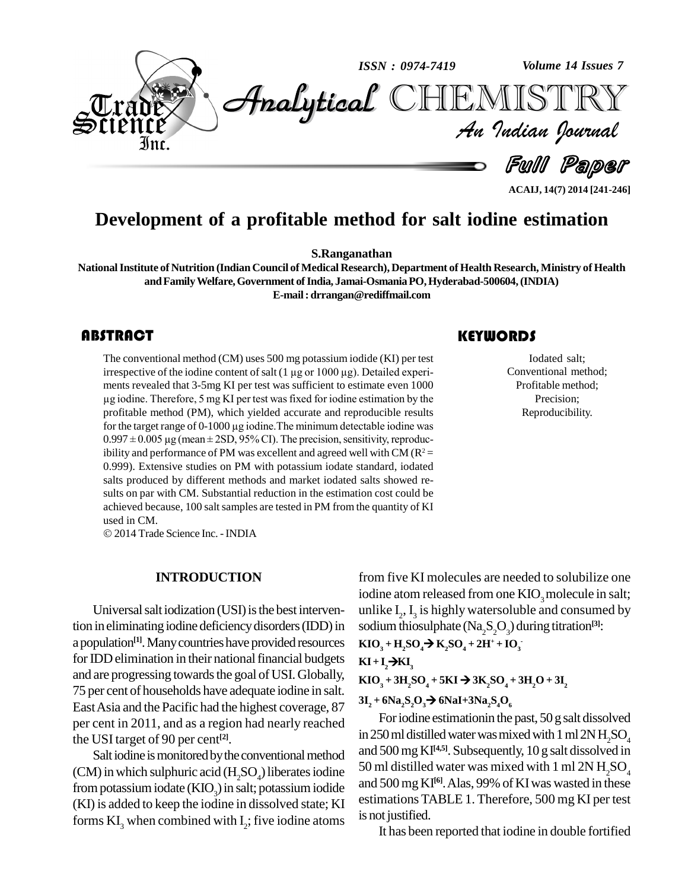# Development of a profitable method for salt iodine estimation

**S.Ranganathan**

**National Institute of Nutrition (Indian Council of Medical Research), Department of Health Research, Ministry of Health and Family Welfare, Government of India, Jamai-Osmania PO, Hyderabad-500604, (INDIA)**

**E-mail : drrangan@rediffmail.com**

## ABSTRACT

The conventional method (CM) uses 500 mg potassium iodide (KI) per test irrespective of the iodine content of salt (1 µg or 1000 µg). Detailed experiments revealed that 3-5mg KI per test was sufficient to estimate even 1000 µg iodine. Therefore, 5 mg KI per test was fixed for iodine estimation by the profitable method (PM), which yielded accurate and reproducible results for the target range of 0-1000 µg iodine. The minimum detectable iodine was $0.997 \pm 0.005$ µg (mean ± 2SD, 95% CI). The precision, sensitivity, reproducibility and performance of PM was excellent and agreed well with CM ($R^2 = 0.999$). Extensive studies on PM with potassium iodate standard, iodated salts produced by different methods and market iodated salts showed results on par with CM. Substantial reduction in the estimation cost could be achieved because, 100 salt samples are tested in PM from the quantity of KI used in CM.

© 2014 Trade Science Inc. - INDIA

## KEYWORDS

Iodated salt;
Conventional method;
Profitable method;
Precision;
Reproducibility.

## INTRODUCTION

Universal salt iodization (USI) is the best intervention in eliminating iodine deficiency disorders (IDD) in a population[1]. Many countries have provided resources for IDD elimination in their national financial budgets and are progressing towards the goal of USI. Globally, 75 per cent of households have adequate iodine in salt. East Asia and the Pacific had the highest coverage, 87 per cent in 2011, and as a region had nearly reached the USI target of 90 per cent[2].

Salt iodine is monitored by the conventional method (CM) in which sulphuric acid ($H_2SO_4$) liberates iodine from potassium iodate ($KIO_3$) in salt; potassium iodide (KI) is added to keep the iodine in dissolved state; KI forms $KI_3$ when combined with $I_2$; five iodine atoms from five KI molecules are needed to solubilize one iodine atom released from one $KIO_3$ molecule in salt; unlike $I_2$, $I_3$ is highly watersoluble and consumed by sodium thiosulphate ($Na_2S_2O_3$) during titration[3]:

$$KIO_3 + H_2SO_4 \rightarrow K_2SO_4 + 2H^+ + IO_3^-$$

$$KI + I_2 \rightarrow KI_3$$

$$KIO_3 + 3H_2SO_4 + 5KI \rightarrow 3K_2SO_4 + 3H_2O + 3I_2$$

$$3I_2 + 6Na_2S_2O_3 \rightarrow 6NaI + 3Na_2S_4O_6$$

For iodine estimation in the past, 50 g salt dissolved in 250 ml distilled water was mixed with 1 ml 2N $H_2SO_4$ and 500 mg KI[4,5]. Subsequently, 10 g salt dissolved in 50 ml distilled water was mixed with 1 ml 2N $H_2SO_4$ and 500 mg KI[6]. Alas, 99% of KI was wasted in these estimations TABLE 1. Therefore, 500 mg KI per test is not justified.

It has been reported that iodine in double fortified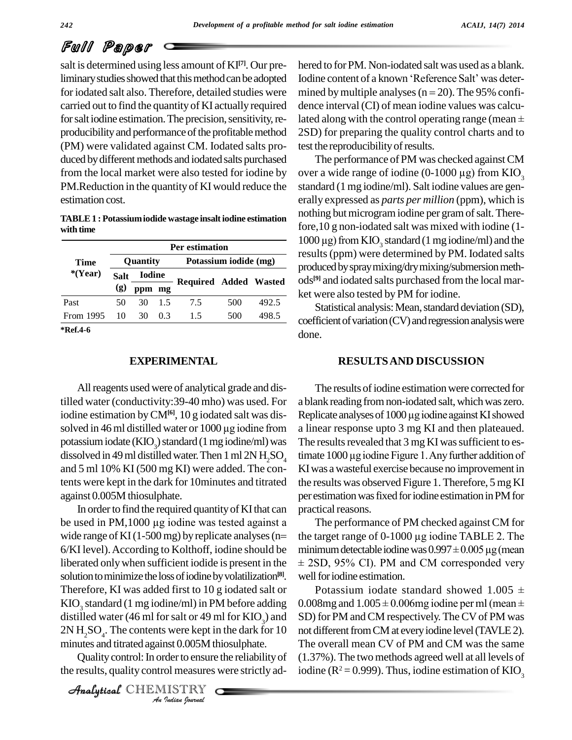salt is determined using less amount of KI[7]. Our preliminary studies showed that this method can be adopted for iodated salt also. Therefore, detailed studies were carried out to find the quantity of KI actually required for salt iodine estimation. The precision, sensitivity, reproducibility and performance of the profitable method (PM) were validated against CM. Iodated salts produced by different methods and iodated salts purchased from the local market were also tested for iodine by PM.Reduction in the quantity of KI would reduce the estimation cost.

**TABLE 1 : Potassium iodide wastage in salt iodine estimation with time**

| Time *(Year) | Per estimation | | | | | |
|---|---|---|---|---|---|---|
| | Quantity | | | Potassium iodide (mg) | | |
| | Salt (g) | Iodine | | Required | Added | Wasted |
| | | ppm | mg | | | |
| Past | 50 | 30 | 1.5 | 7.5 | 500 | 492.5 |
| From 1995 | 10 | 30 | 0.3 | 1.5 | 500 | 498.5 |

*Ref.4-6

## EXPERIMENTAL

All reagents used were of analytical grade and distilled water (conductivity:39-40 mho) was used. For iodine estimation by CM[6], 10 g iodated salt was dissolved in 46 ml distilled water or 1000 μg iodine from potassium iodate ($KIO_3$) standard (1 mg iodine/ml) was dissolved in 49 ml distilled water. Then 1 ml 2N $H_2SO_4$ and 5 ml 10% KI (500 mg KI) were added. The contents were kept in the dark for 10minutes and titrated against 0.005M thiosulphate.

In order to find the required quantity of KI that can be used in PM,1000 μg iodine was tested against a wide range of KI (1-500 mg) by replicate analyses (n= 6/KI level). According to Kolthoff, iodine should be liberated only when sufficient iodide is present in the solution to minimize the loss of iodine by volatilization[8]. Therefore, KI was added first to 10 g iodated salt or $KIO_3$ standard (1 mg iodine/ml) in PM before adding distilled water (46 ml for salt or 49 ml for $KIO_3$) and 2N $H_2SO_4$. The contents were kept in the dark for 10 minutes and titrated against 0.005M thiosulphate.

Quality control: In order to ensure the reliability of the results, quality control measures were strictly adhered to for PM. Non-iodated salt was used as a blank. Iodine content of a known 'Reference Salt' was determined by multiple analyses (n = 20). The 95% confidence interval (CI) of mean iodine values was calculated along with the control operating range (mean ± 2SD) for preparing the quality control charts and to test the reproducibility of results.

The performance of PM was checked against CM over a wide range of iodine (0-1000 μg) from $KIO_3$ standard (1 mg iodine/ml). Salt iodine values are generally expressed as *parts per million* (ppm), which is nothing but microgram iodine per gram of salt. Therefore,10 g non-iodated salt was mixed with iodine (1-1000 μg) from $KIO_3$ standard (1 mg iodine/ml) and the results (ppm) were determined by PM. Iodated salts produced by spray mixing/dry mixing/submersion methods[9] and iodated salts purchased from the local market were also tested by PM for iodine.

Statistical analysis: Mean, standard deviation (SD), coefficient of variation (CV) and regression analysis were done.

## RESULTS AND DISCUSSION

The results of iodine estimation were corrected for a blank reading from non-iodated salt, which was zero. Replicate analyses of 1000 μg iodine against KI showed a linear response upto 3 mg KI and then plateaued. The results revealed that 3 mg KI was sufficient to estimate 1000 μg iodine Figure 1. Any further addition of KI was a wasteful exercise because no improvement in the results was observed Figure 1. Therefore, 5 mg KI per estimation was fixed for iodine estimation in PM for practical reasons.

The performance of PM checked against CM for the target range of 0-1000 μg iodine TABLE 2. The minimum detectable iodine was 0.997 ± 0.005 μg (mean ± 2SD, 95% CI). PM and CM corresponded very well for iodine estimation.

Potassium iodate standard showed 1.005 ± 0.008mg and 1.005 ± 0.006mg iodine per ml (mean ± SD) for PM and CM respectively. The CV of PM was not different from CM at every iodine level (TAVLE 2). The overall mean CV of PM and CM was the same (1.37%). The two methods agreed well at all levels of iodine ($R^2$ = 0.999). Thus, iodine estimation of $KIO_3$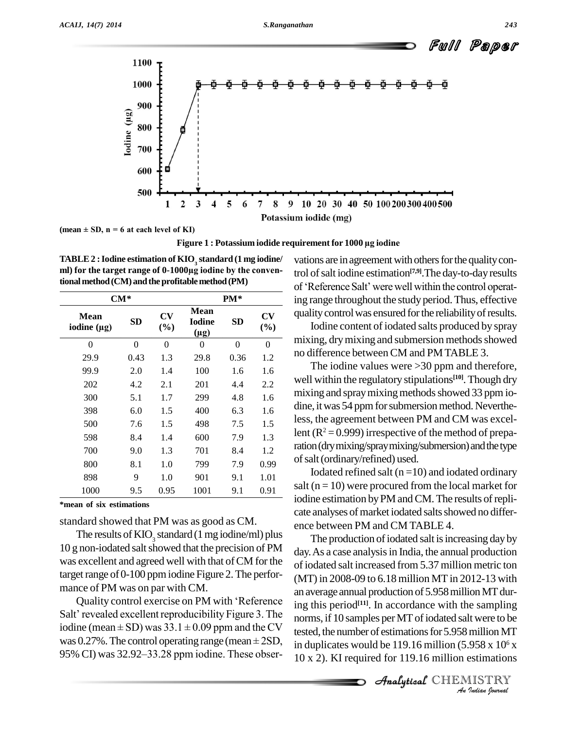(mean ± SD, n = 6 at each level of KI)

**Figure 1 : Potassium iodide requirement for 1000 µg iodine**

**TABLE 2 : Iodine estimation of $KIO_3$ standard (1 mg iodine/ml) for the target range of 0-1000µg iodine by the conventional method (CM) and the profitable method (PM)**

| CM* | | | PM* | | |
|---|---|---|---|---|---|
| Mean iodine (µg) | SD | CV (%) | Mean Iodine (µg) | SD | CV (%) |
| 0 | 0 | 0 | 0 | 0 | 0 |
| 29.9 | 0.43 | 1.3 | 29.8 | 0.36 | 1.2 |
| 99.9 | 2.0 | 1.4 | 100 | 1.6 | 1.6 |
| 202 | 4.2 | 2.1 | 201 | 4.4 | 2.2 |
| 300 | 5.1 | 1.7 | 299 | 4.8 | 1.6 |
| 398 | 6.0 | 1.5 | 400 | 6.3 | 1.6 |
| 500 | 7.6 | 1.5 | 498 | 7.5 | 1.5 |
| 598 | 8.4 | 1.4 | 600 | 7.9 | 1.3 |
| 700 | 9.0 | 1.3 | 701 | 8.4 | 1.2 |
| 800 | 8.1 | 1.0 | 799 | 7.9 | 0.99 |
| 898 | 9 | 1.0 | 901 | 9.1 | 1.01 |
| 1000 | 9.5 | 0.95 | 1001 | 9.1 | 0.91 |

*mean of six estimations

standard showed that PM was as good as CM.

The results of $KIO_3$ standard (1 mg iodine/ml) plus 10 g non-iodated salt showed that the precision of PM was excellent and agreed well with that of CM for the target range of 0-100 ppm iodine Figure 2. The performance of PM was on par with CM.

Quality control exercise on PM with 'Reference Salt' revealed excellent reproducibility Figure 3. The iodine (mean ± SD) was 33.1 ± 0.09 ppm and the CV was 0.27%. The control operating range (mean ± 2SD, 95% CI) was 32.92–33.28 ppm iodine. These observations are in agreement with others for the quality control of salt iodine estimation[7,9]. The day-to-day results of 'Reference Salt' were well within the control operating range throughout the study period. Thus, effective quality control was ensured for the reliability of results.

Iodine content of iodated salts produced by spray mixing, dry mixing and submersion methods showed no difference between CM and PM TABLE 3.

The iodine values were >30 ppm and therefore, well within the regulatory stipulations[10]. Though dry mixing and spray mixing methods showed 33 ppm iodine, it was 54 ppm for submersion method. Nevertheless, the agreement between PM and CM was excellent ($R^2$ = 0.999) irrespective of the method of preparation (dry mixing/spray mixing/submersion) and the type of salt (ordinary/refined) used.

Iodated refined salt (n = 10) and iodated ordinary salt (n = 10) were procured from the local market for iodine estimation by PM and CM. The results of replicate analyses of market iodated salts showed no difference between PM and CM TABLE 4.

The production of iodated salt is increasing day by day. As a case analysis in India, the annual production of iodated salt increased from 5.37 million metric ton (MT) in 2008-09 to 6.18 million MT in 2012-13 with an average annual production of 5.958 million MT during this period[11]. In accordance with the sampling norms, if 10 samples per MT of iodated salt were to be tested, the number of estimations for 5.958 million MT in duplicates would be 119.16 million ($5.958 \times 10^6 \times 10 \times 2$). KI required for 119.16 million estimations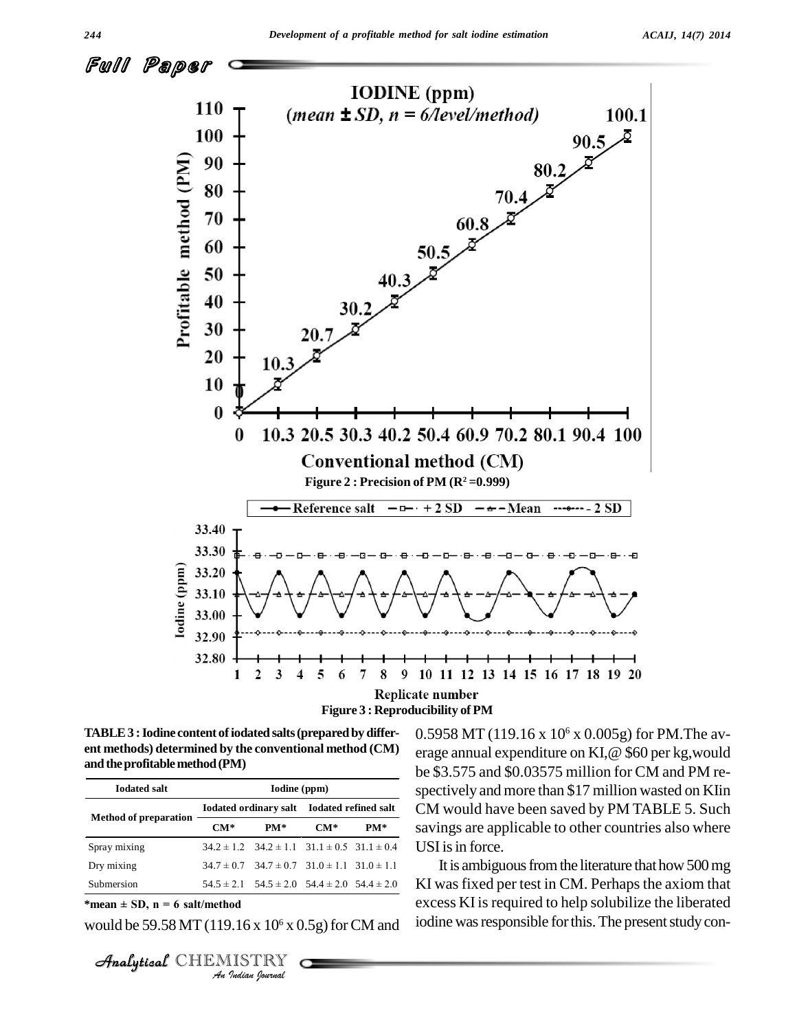Figure 2 : Precision of PM ($R^2$ =0.999)

Figure 3 : Reproducibility of PM

**TABLE 3 : Iodine content of iodated salts (prepared by different methods) determined by the conventional method (CM) and the profitable method (PM)**

| Iodated salt | Iodine (ppm) | | | |
|---|---|---|---|---|
| Method of preparation | Iodated ordinary salt | | Iodated refined salt | |
| | CM* | PM* | CM* | PM* |
| Spray mixing | 34.2 ± 1.2 | 34.2 ± 1.1 | 31.1 ± 0.5 | 31.1 ± 0.4 |
| Dry mixing | 34.7 ± 0.7 | 34.7 ± 0.7 | 31.0 ± 1.1 | 31.0 ± 1.1 |
| Submersion | 54.5 ± 2.1 | 54.5 ± 2.0 | 54.4 ± 2.0 | 54.4 ± 2.0 |

***mean ± SD, n = 6 salt/method**

would be 59.58 MT (119.16 x $10^6$ x 0.5g) for CM and 0.5958 MT (119.16 x $10^6$ x 0.005g) for PM.The average annual expenditure on KI,@ $60 per kg,would be $3.575 and $0.03575 million for CM and PM respectively and more than $17 million wasted on KIin CM would have been saved by PM TABLE 5. Such savings are applicable to other countries also where USI is in force.

It is ambiguous from the literature that how 500 mg KI was fixed per test in CM. Perhaps the axiom that excess KI is required to help solubilize the liberated iodine was responsible for this. The present study con-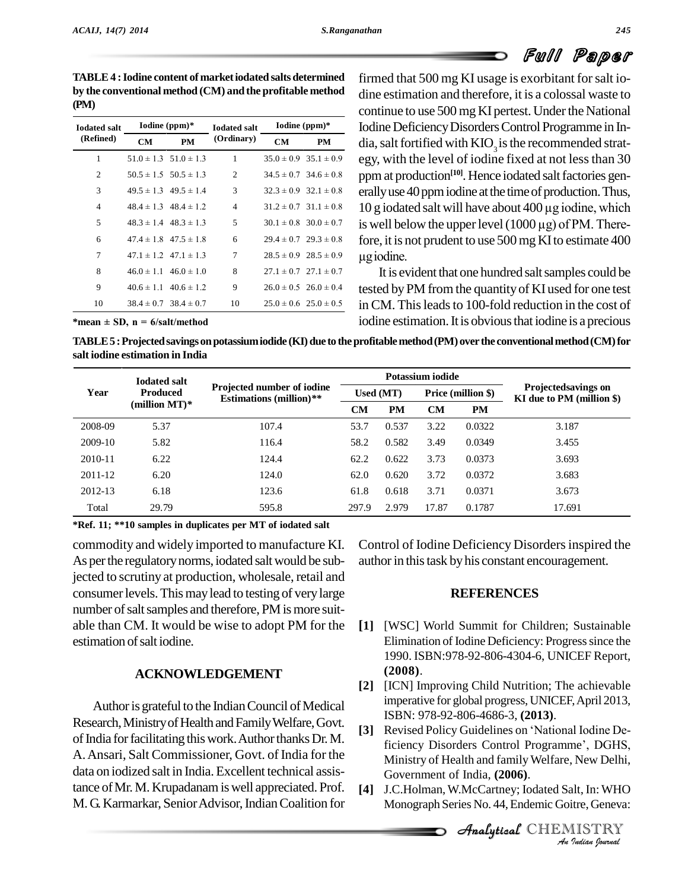**TABLE 4 : Iodine content of market iodated salts determined by the conventional method (CM) and the profitable method (PM)**

| Iodated salt (Refined) | Iodine (ppm)* | | Iodated salt (Ordinary) | Iodine (ppm)* | |
|---|---|---|---|---|---|
| | CM | PM | | CM | PM |
| 1 | 51.0 ± 1.3 | 51.0 ± 1.3 | 1 | 35.0 ± 0.9 | 35.1 ± 0.9 |
| 2 | 50.5 ± 1.5 | 50.5 ± 1.3 | 2 | 34.5 ± 0.7 | 34.6 ± 0.8 |
| 3 | 49.5 ± 1.3 | 49.5 ± 1.4 | 3 | 32.3 ± 0.9 | 32.1 ± 0.8 |
| 4 | 48.4 ± 1.3 | 48.4 ± 1.2 | 4 | 31.2 ± 0.7 | 31.1 ± 0.8 |
| 5 | 48.3 ± 1.4 | 48.3 ± 1.3 | 5 | 30.1 ± 0.8 | 30.0 ± 0.7 |
| 6 | 47.4 ± 1.8 | 47.5 ± 1.8 | 6 | 29.4 ± 0.7 | 29.3 ± 0.8 |
| 7 | 47.1 ± 1.2 | 47.1 ± 1.3 | 7 | 28.5 ± 0.9 | 28.5 ± 0.9 |
| 8 | 46.0 ± 1.1 | 46.0 ± 1.0 | 8 | 27.1 ± 0.7 | 27.1 ± 0.7 |
| 9 | 40.6 ± 1.1 | 40.6 ± 1.2 | 9 | 26.0 ± 0.5 | 26.0 ± 0.4 |
| 10 | 38.4 ± 0.7 | 38.4 ± 0.7 | 10 | 25.0 ± 0.6 | 25.0 ± 0.5 |

*mean ± SD, n = 6/salt/method

firmed that 500 mg KI usage is exorbitant for salt iodine estimation and therefore, it is a colossal waste to continue to use 500 mg KI per test. Under the National Iodine Deficiency Disorders Control Programme in India, salt fortified with $KIO_3$ is the recommended strategy, with the level of iodine fixed at not less than 30 ppm at production[10]. Hence iodated salt factories generally use 40 ppm iodine at the time of production. Thus, 10 g iodated salt will have about 400 μg iodine, which is well below the upper level (1000 μg) of PM. Therefore, it is not prudent to use 500 mg KI to estimate 400 μg iodine.

It is evident that one hundred salt samples could be tested by PM from the quantity of KI used for one test in CM. This leads to 100-fold reduction in the cost of iodine estimation. It is obvious that iodine is a precious commodity and widely imported to manufacture KI. As per the regulatory norms, iodated salt would be subjected to scrutiny at production, wholesale, retail and consumer levels. This may lead to testing of very large number of salt samples and therefore, PM is more suitable than CM. It would be wise to adopt PM for the estimation of salt iodine.

**TABLE 5 : Projected savings on potassium iodide (KI) due to the profitable method (PM) over the conventional method (CM) for salt iodine estimation in India**

| Year | Iodated salt Produced (million MT)* | Projected number of iodine Estimations (million)** | Potassium iodide | | | | Projectedsavings on KI due to PM (million $) |
|---|---|---|---|---|---|---|---|
| | | | Used (MT) | | Price (million $) | | |
| | | | CM | PM | CM | PM | |
| 2008-09 | 5.37 | 107.4 | 53.7 | 0.537 | 3.22 | 0.0322 | 3.187 |
| 2009-10 | 5.82 | 116.4 | 58.2 | 0.582 | 3.49 | 0.0349 | 3.455 |
| 2010-11 | 6.22 | 124.4 | 62.2 | 0.622 | 3.73 | 0.0373 | 3.693 |
| 2011-12 | 6.20 | 124.0 | 62.0 | 0.620 | 3.72 | 0.0372 | 3.683 |
| 2012-13 | 6.18 | 123.6 | 61.8 | 0.618 | 3.71 | 0.0371 | 3.673 |
| Total | 29.79 | 595.8 | 297.9 | 2.979 | 17.87 | 0.1787 | 17.691 |

*Ref. 11; **10 samples in duplicates per MT of iodated salt

## ACKNOWLEDGEMENT

Author is grateful to the Indian Council of Medical Research, Ministry of Health and Family Welfare, Govt. of India for facilitating this work. Author thanks Dr. M. A. Ansari, Salt Commissioner, Govt. of India for the data on iodized salt in India. Excellent technical assistance of Mr. M. Krupadanam is well appreciated. Prof. M. G. Karmarkar, Senior Advisor, Indian Coalition for Control of Iodine Deficiency Disorders inspired the author in this task by his constant encouragement.

## REFERENCES

[1] [WSC] World Summit for Children; Sustainable Elimination of Iodine Deficiency: Progress since the 1990. ISBN:978-92-806-4304-6, UNICEF Report, **(2008)**.

[2] [ICN] Improving Child Nutrition; The achievable imperative for global progress, UNICEF, April 2013, ISBN: 978-92-806-4686-3, **(2013)**.

[3] Revised Policy Guidelines on 'National Iodine Deficiency Disorders Control Programme', DGHS, Ministry of Health and family Welfare, New Delhi, Government of India, **(2006)**.

[4] J.C.Holman, W.McCartney; Iodated Salt, In: WHO Monograph Series No. 44, Endemic Goitre, Geneva: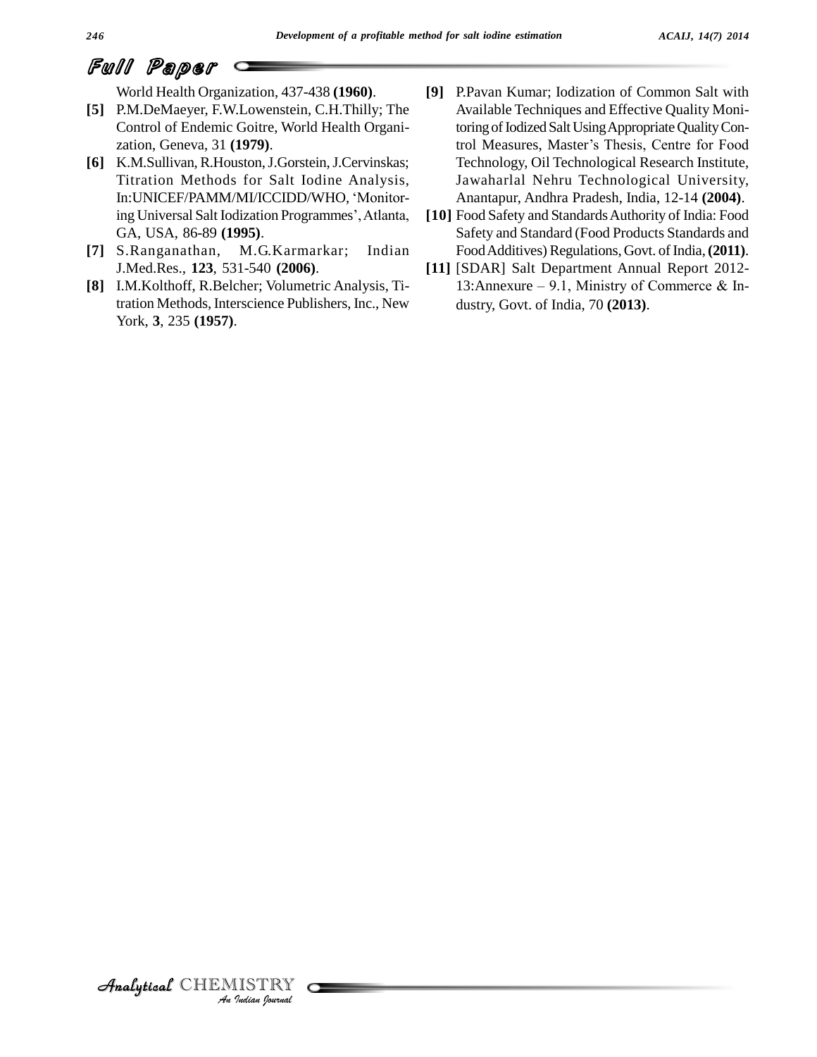World Health Organization, 437-438 **(1960)**.

**[5]** P.M.DeMaeyer, F.W.Lowenstein, C.H.Thilly; The Control of Endemic Goitre, World Health Organization, Geneva, 31 **(1979)**.

**[6]** K.M.Sullivan, R.Houston, J.Gorstein, J.Cervinskas; Titration Methods for Salt Iodine Analysis, In:UNICEF/PAMM/MI/ICCIDD/WHO, 'Monitoring Universal Salt Iodization Programmes', Atlanta, GA, USA, 86-89 **(1995)**.

**[7]** S.Ranganathan, M.G.Karmarkar; Indian J.Med.Res., **123**, 531-540 **(2006)**.

**[8]** I.M.Kolthoff, R.Belcher; Volumetric Analysis, Titration Methods, Interscience Publishers, Inc., New York, **3**, 235 **(1957)**.

**[9]** P.Pavan Kumar; Iodization of Common Salt with Available Techniques and Effective Quality Monitoring of Iodized Salt Using Appropriate Quality Control Measures, Master's Thesis, Centre for Food Technology, Oil Technological Research Institute, Jawaharlal Nehru Technological University, Anantapur, Andhra Pradesh, India, 12-14 **(2004)**.

**[10]** Food Safety and Standards Authority of India: Food Safety and Standard (Food Products Standards and Food Additives) Regulations, Govt. of India, **(2011)**.

**[11]** [SDAR] Salt Department Annual Report 2012-13:Annexure – 9.1, Ministry of Commerce & Industry, Govt. of India, 70 **(2013)**.